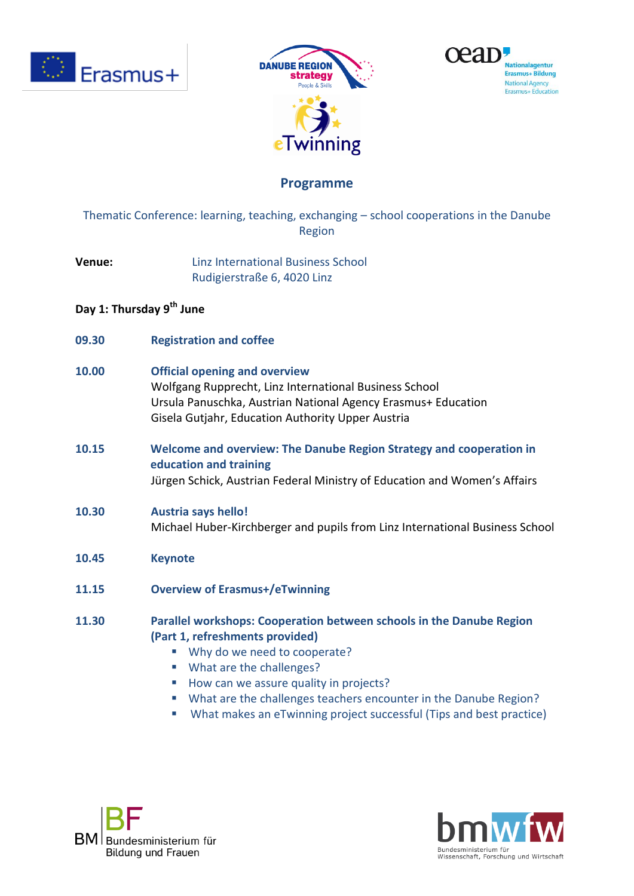# Programme

Thematic Conference: learning, teaching, exchanging – school cooperations in the Danube Region

**Venue:** Linz International Business School
Rudigierstraße 6, 4020 Linz

## Day 1: Thursday 9th June

**09.30** **Registration and coffee**

**10.00** **Official opening and overview**
Wolfgang Rupprecht, Linz International Business School
Ursula Panuschka, Austrian National Agency Erasmus+ Education
Gisela Gutjahr, Education Authority Upper Austria

**10.15** **Welcome and overview: The Danube Region Strategy and cooperation in education and training**
Jürgen Schick, Austrian Federal Ministry of Education and Women's Affairs

**10.30** **Austria says hello!**
Michael Huber-Kirchberger and pupils from Linz International Business School

**10.45** **Keynote**

**11.15** **Overview of Erasmus+/eTwinning**

**11.30** **Parallel workshops: Cooperation between schools in the Danube Region (Part 1, refreshments provided)**

- Why do we need to cooperate?
- What are the challenges?
- How can we assure quality in projects?
- What are the challenges teachers encounter in the Danube Region?
- What makes an eTwinning project successful (Tips and best practice)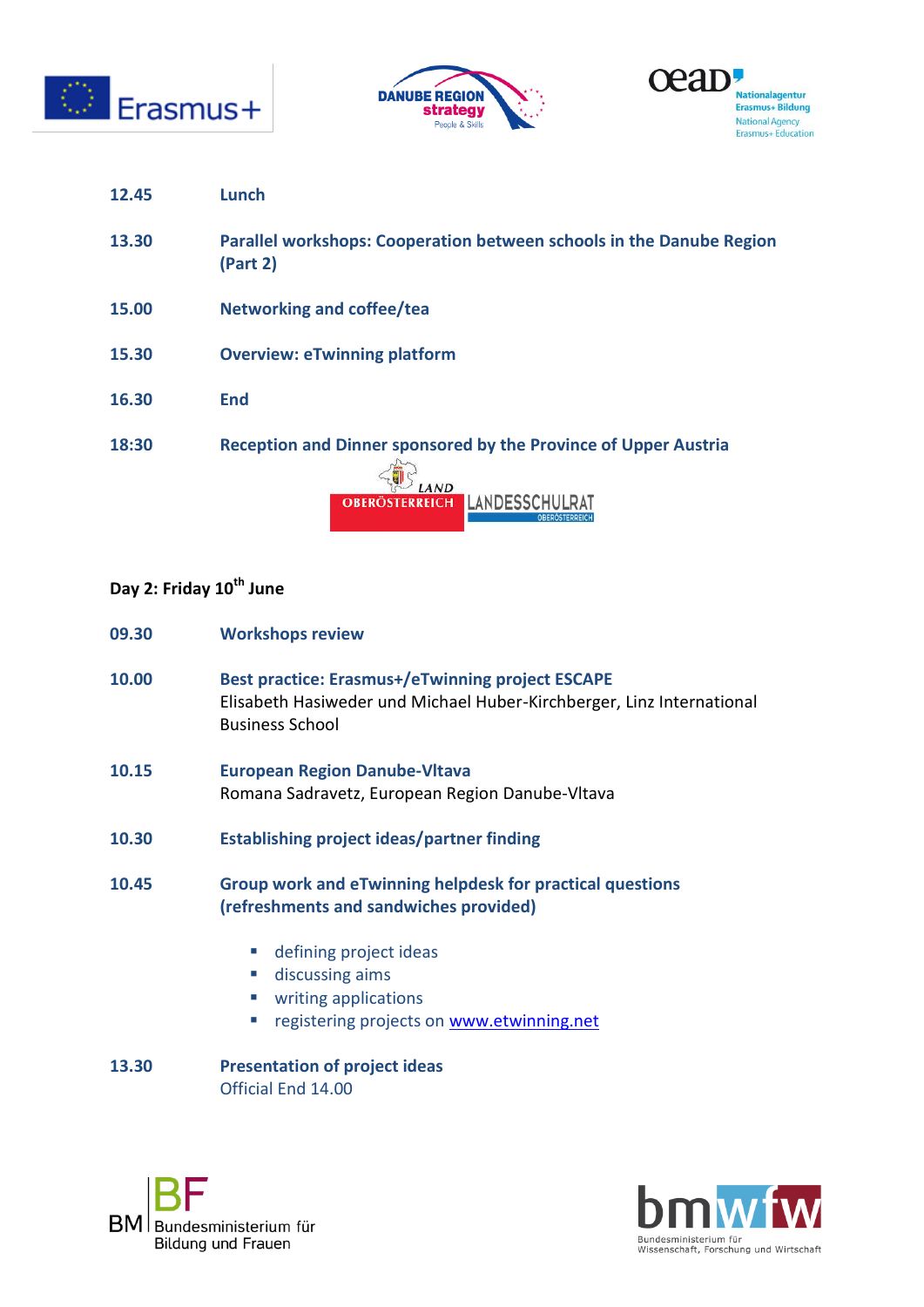**12.45** **Lunch**

**13.30** **Parallel workshops: Cooperation between schools in the Danube Region (Part 2)**

**15.00** **Networking and coffee/tea**

**15.30** **Overview: eTwinning platform**

**16.30** **End**

**18:30** **Reception and Dinner sponsored by the Province of Upper Austria**

**Day 2: Friday 10th June**

**09.30** **Workshops review**

**10.00** **Best practice: Erasmus+/eTwinning project ESCAPE**
Elisabeth Hasiweder und Michael Huber-Kirchberger, Linz International Business School

**10.15** **European Region Danube-Vltava**
Romana Sadravetz, European Region Danube-Vltava

**10.30** **Establishing project ideas/partner finding**

**10.45** **Group work and eTwinning helpdesk for practical questions (refreshments and sandwiches provided)**

- defining project ideas
- discussing aims
- writing applications
- registering projects on www.etwinning.net

**13.30** **Presentation of project ideas**
Official End 14.00